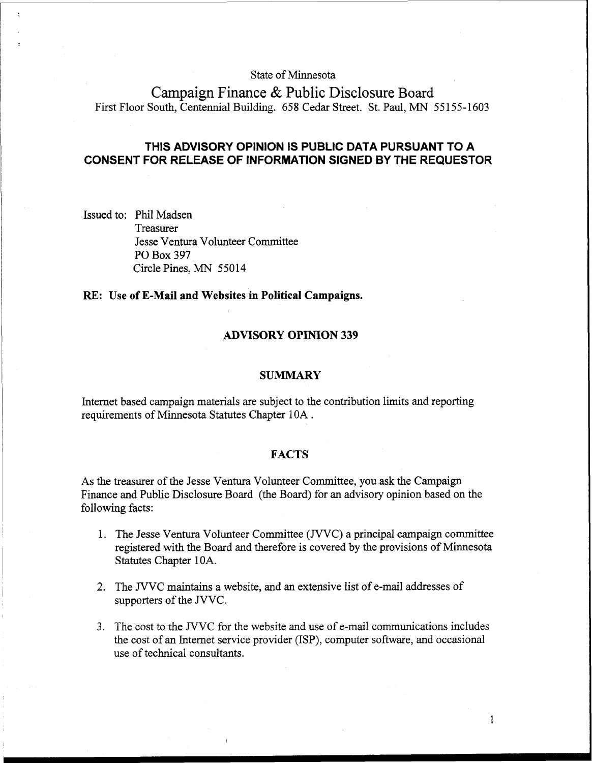State of Minnesota

# Campaign Finance & Public Disclosure Board

First Floor South, Centennial Building. 658 Cedar Street. St. Paul, MN 55155-1603

**THIS ADVISORY OPINION IS PUBLIC DATA PURSUANT TO A CONSENT FOR RELEASE OF INFORMATION SIGNED BY THE REQUESTOR**

Issued to: Phil Madsen
Treasurer
Jesse Ventura Volunteer Committee
PO Box 397
Circle Pines, MN 55014

**RE: Use of E-Mail and Websites in Political Campaigns.**

## ADVISORY OPINION 339

### SUMMARY

Internet based campaign materials are subject to the contribution limits and reporting requirements of Minnesota Statutes Chapter 10A .

### FACTS

As the treasurer of the Jesse Ventura Volunteer Committee, you ask the Campaign Finance and Public Disclosure Board (the Board) for an advisory opinion based on the following facts:

1. The Jesse Ventura Volunteer Committee (JVVC) a principal campaign committee registered with the Board and therefore is covered by the provisions of Minnesota Statutes Chapter 10A.
2. The JVVC maintains a website, and an extensive list of e-mail addresses of supporters of the JVVC.
3. The cost to the JVVC for the website and use of e-mail communications includes the cost of an Internet service provider (ISP), computer software, and occasional use of technical consultants.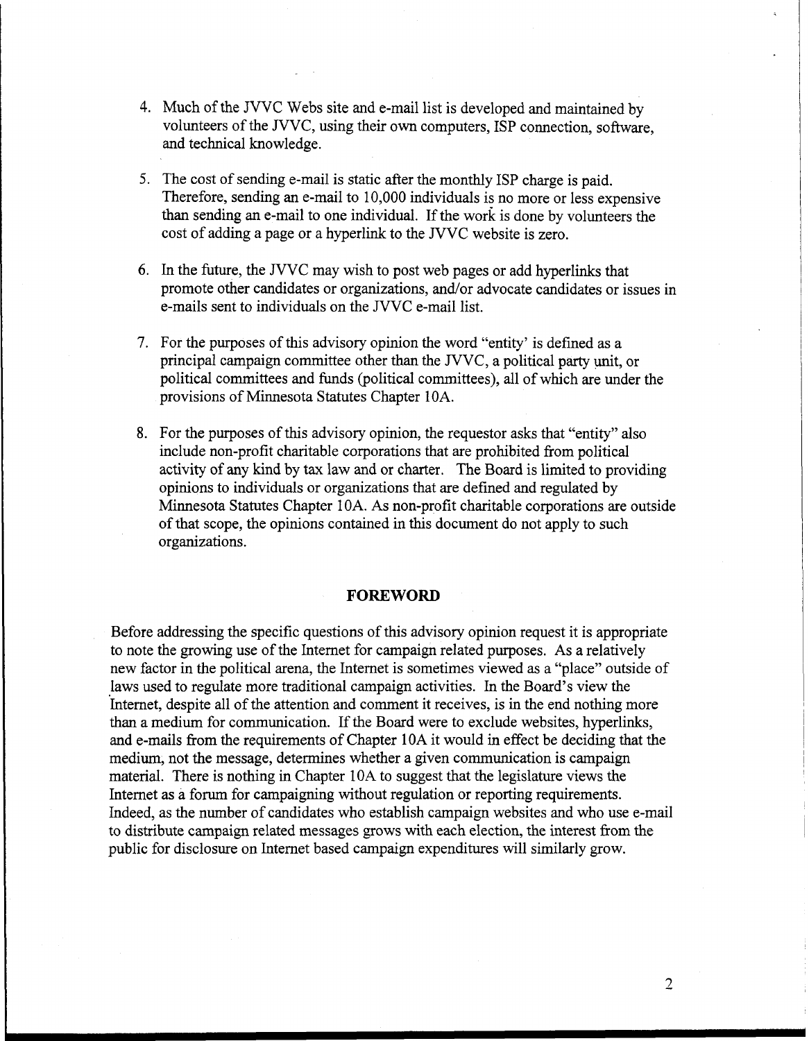4. Much of the JVVC Webs site and e-mail list is developed and maintained by volunteers of the JVVC, using their own computers, ISP connection, software, and technical knowledge.

5. The cost of sending e-mail is static after the monthly ISP charge is paid. Therefore, sending an e-mail to 10,000 individuals is no more or less expensive than sending an e-mail to one individual. If the work is done by volunteers the cost of adding a page or a hyperlink to the JVVC website is zero.

6. In the future, the JVVC may wish to post web pages or add hyperlinks that promote other candidates or organizations, and/or advocate candidates or issues in e-mails sent to individuals on the JVVC e-mail list.

7. For the purposes of this advisory opinion the word "entity' is defined as a principal campaign committee other than the JVVC, a political party unit, or political committees and funds (political committees), all of which are under the provisions of Minnesota Statutes Chapter 10A.

8. For the purposes of this advisory opinion, the requestor asks that "entity" also include non-profit charitable corporations that are prohibited from political activity of any kind by tax law and or charter. The Board is limited to providing opinions to individuals or organizations that are defined and regulated by Minnesota Statutes Chapter 10A. As non-profit charitable corporations are outside of that scope, the opinions contained in this document do not apply to such organizations.

## FOREWORD

Before addressing the specific questions of this advisory opinion request it is appropriate to note the growing use of the Internet for campaign related purposes. As a relatively new factor in the political arena, the Internet is sometimes viewed as a "place" outside of laws used to regulate more traditional campaign activities. In the Board's view the Internet, despite all of the attention and comment it receives, is in the end nothing more than a medium for communication. If the Board were to exclude websites, hyperlinks, and e-mails from the requirements of Chapter 10A it would in effect be deciding that the medium, not the message, determines whether a given communication is campaign material. There is nothing in Chapter 10A to suggest that the legislature views the Internet as a forum for campaigning without regulation or reporting requirements. Indeed, as the number of candidates who establish campaign websites and who use e-mail to distribute campaign related messages grows with each election, the interest from the public for disclosure on Internet based campaign expenditures will similarly grow.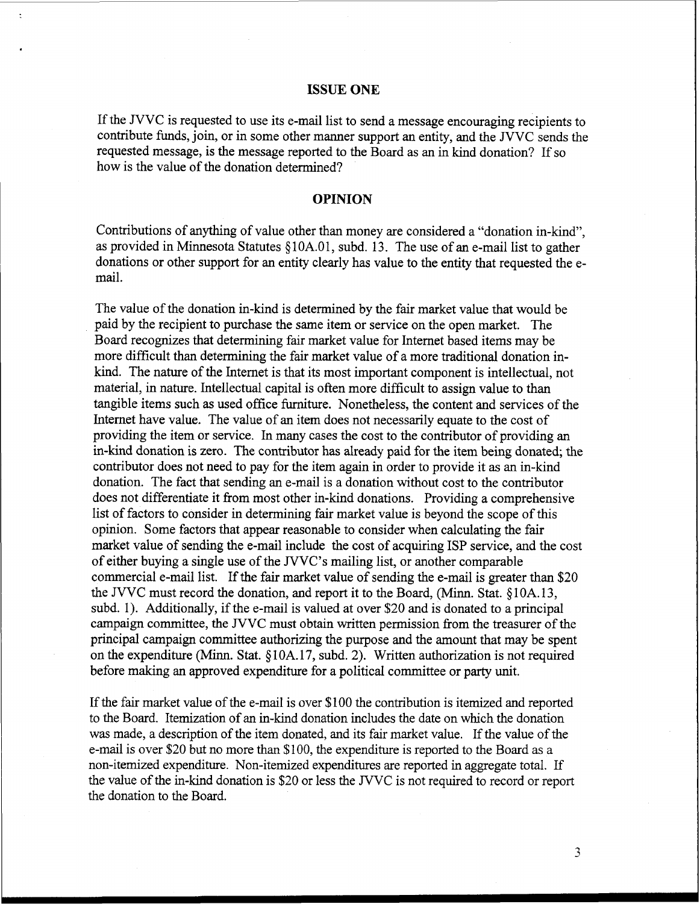## ISSUE ONE

If the JVVC is requested to use its e-mail list to send a message encouraging recipients to contribute funds, join, or in some other manner support an entity, and the JVVC sends the requested message, is the message reported to the Board as an in kind donation? If so how is the value of the donation determined?

## OPINION

Contributions of anything of value other than money are considered a "donation in-kind", as provided in Minnesota Statutes §10A.01, subd. 13. The use of an e-mail list to gather donations or other support for an entity clearly has value to the entity that requested the e-mail.

The value of the donation in-kind is determined by the fair market value that would be paid by the recipient to purchase the same item or service on the open market. The Board recognizes that determining fair market value for Internet based items may be more difficult than determining the fair market value of a more traditional donation in-kind. The nature of the Internet is that its most important component is intellectual, not material, in nature. Intellectual capital is often more difficult to assign value to than tangible items such as used office furniture. Nonetheless, the content and services of the Internet have value. The value of an item does not necessarily equate to the cost of providing the item or service. In many cases the cost to the contributor of providing an in-kind donation is zero. The contributor has already paid for the item being donated; the contributor does not need to pay for the item again in order to provide it as an in-kind donation. The fact that sending an e-mail is a donation without cost to the contributor does not differentiate it from most other in-kind donations. Providing a comprehensive list of factors to consider in determining fair market value is beyond the scope of this opinion. Some factors that appear reasonable to consider when calculating the fair market value of sending the e-mail include the cost of acquiring ISP service, and the cost of either buying a single use of the JVVC's mailing list, or another comparable commercial e-mail list. If the fair market value of sending the e-mail is greater than $20 the JVVC must record the donation, and report it to the Board, (Minn. Stat. §10A.13, subd. 1). Additionally, if the e-mail is valued at over $20 and is donated to a principal campaign committee, the JVVC must obtain written permission from the treasurer of the principal campaign committee authorizing the purpose and the amount that may be spent on the expenditure (Minn. Stat. §10A.17, subd. 2). Written authorization is not required before making an approved expenditure for a political committee or party unit.

If the fair market value of the e-mail is over $100 the contribution is itemized and reported to the Board. Itemization of an in-kind donation includes the date on which the donation was made, a description of the item donated, and its fair market value. If the value of the e-mail is over $20 but no more than $100, the expenditure is reported to the Board as a non-itemized expenditure. Non-itemized expenditures are reported in aggregate total. If the value of the in-kind donation is $20 or less the JVVC is not required to record or report the donation to the Board.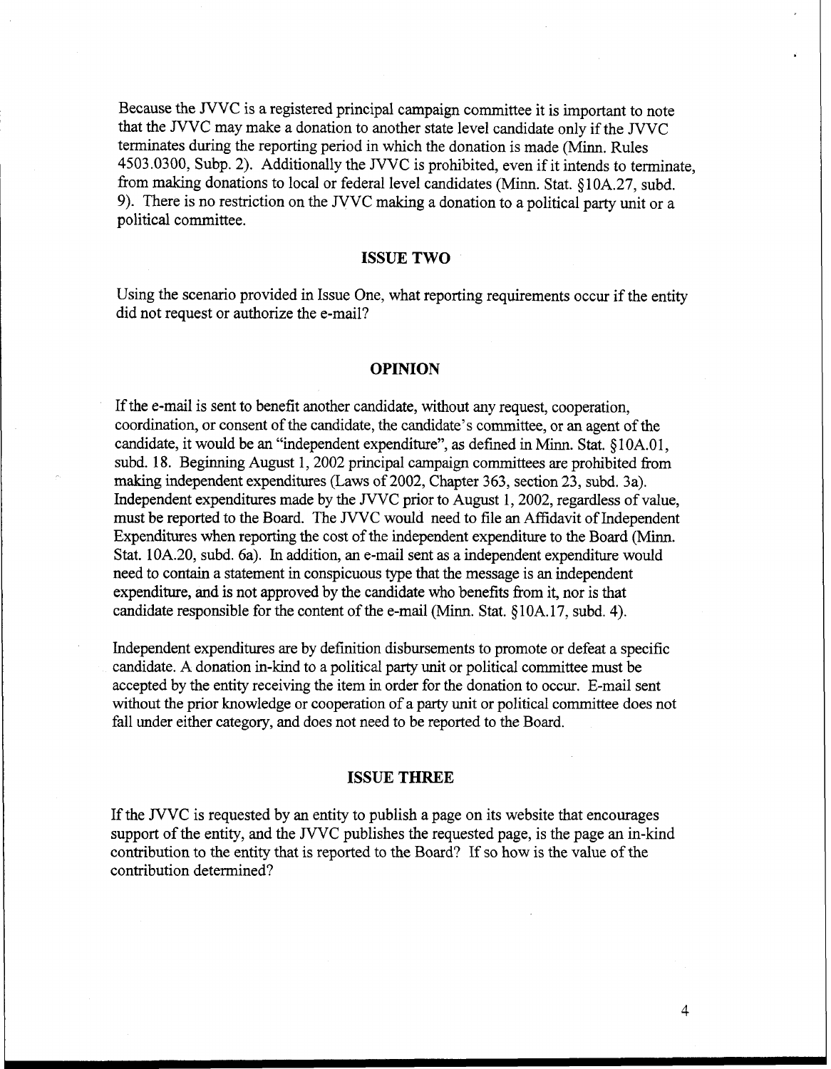Because the JVVC is a registered principal campaign committee it is important to note that the JVVC may make a donation to another state level candidate only if the JVVC terminates during the reporting period in which the donation is made (Minn. Rules 4503.0300, Subp. 2). Additionally the JVVC is prohibited, even if it intends to terminate, from making donations to local or federal level candidates (Minn. Stat. §10A.27, subd. 9). There is no restriction on the JVVC making a donation to a political party unit or a political committee.

## ISSUE TWO

Using the scenario provided in Issue One, what reporting requirements occur if the entity did not request or authorize the e-mail?

## OPINION

If the e-mail is sent to benefit another candidate, without any request, cooperation, coordination, or consent of the candidate, the candidate's committee, or an agent of the candidate, it would be an "independent expenditure", as defined in Minn. Stat. §10A.01, subd. 18. Beginning August 1, 2002 principal campaign committees are prohibited from making independent expenditures (Laws of 2002, Chapter 363, section 23, subd. 3a). Independent expenditures made by the JVVC prior to August 1, 2002, regardless of value, must be reported to the Board. The JVVC would need to file an Affidavit of Independent Expenditures when reporting the cost of the independent expenditure to the Board (Minn. Stat. 10A.20, subd. 6a). In addition, an e-mail sent as a independent expenditure would need to contain a statement in conspicuous type that the message is an independent expenditure, and is not approved by the candidate who benefits from it, nor is that candidate responsible for the content of the e-mail (Minn. Stat. §10A.17, subd. 4).

Independent expenditures are by definition disbursements to promote or defeat a specific candidate. A donation in-kind to a political party unit or political committee must be accepted by the entity receiving the item in order for the donation to occur. E-mail sent without the prior knowledge or cooperation of a party unit or political committee does not fall under either category, and does not need to be reported to the Board.

## ISSUE THREE

If the JVVC is requested by an entity to publish a page on its website that encourages support of the entity, and the JVVC publishes the requested page, is the page an in-kind contribution to the entity that is reported to the Board? If so how is the value of the contribution determined?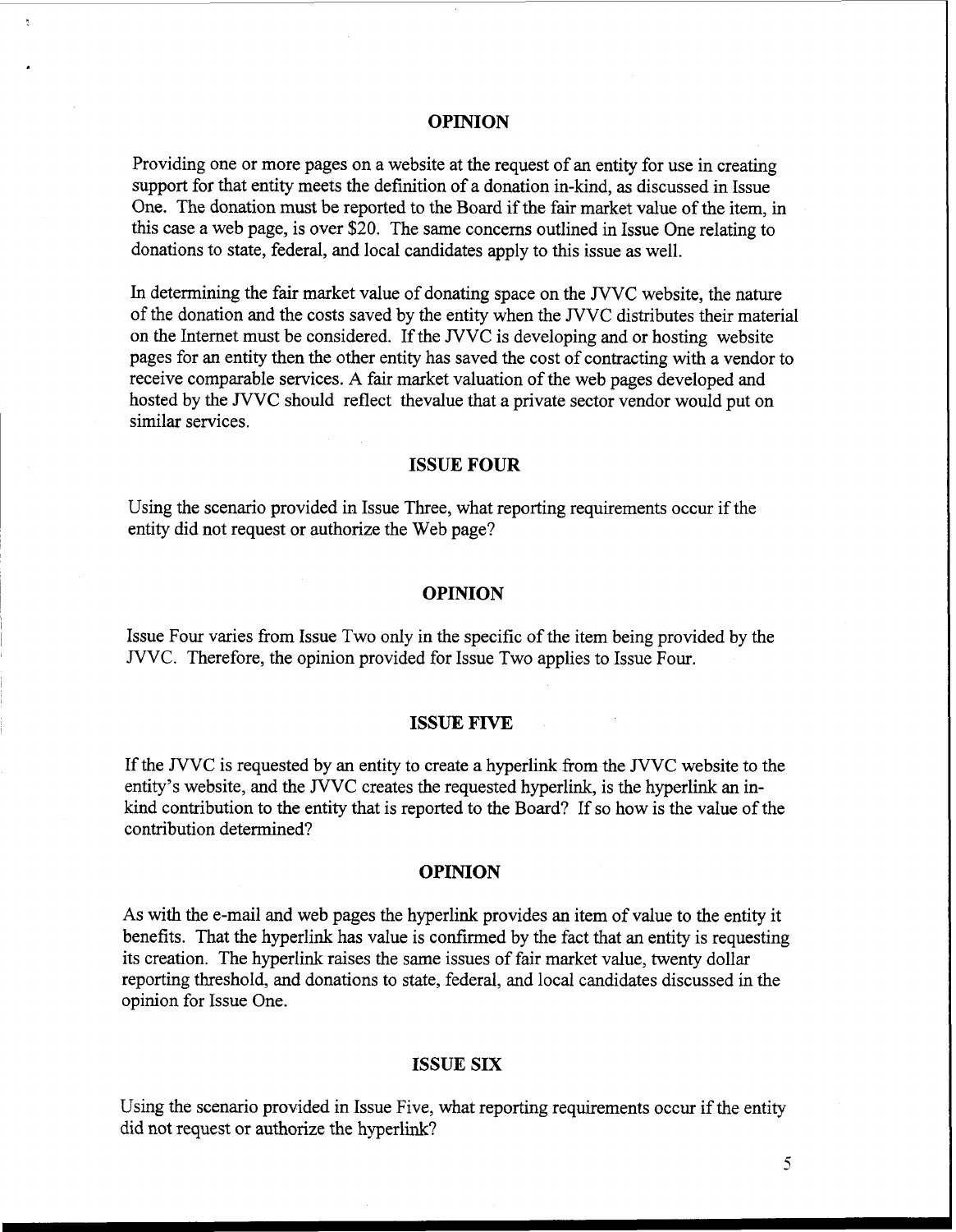## OPINION

Providing one or more pages on a website at the request of an entity for use in creating support for that entity meets the definition of a donation in-kind, as discussed in Issue One. The donation must be reported to the Board if the fair market value of the item, in this case a web page, is over $20. The same concerns outlined in Issue One relating to donations to state, federal, and local candidates apply to this issue as well.

In determining the fair market value of donating space on the JVVC website, the nature of the donation and the costs saved by the entity when the JVVC distributes their material on the Internet must be considered. If the JVVC is developing and or hosting website pages for an entity then the other entity has saved the cost of contracting with a vendor to receive comparable services. A fair market valuation of the web pages developed and hosted by the JVVC should reflect thevalue that a private sector vendor would put on similar services.

## ISSUE FOUR

Using the scenario provided in Issue Three, what reporting requirements occur if the entity did not request or authorize the Web page?

## OPINION

Issue Four varies from Issue Two only in the specific of the item being provided by the JVVC. Therefore, the opinion provided for Issue Two applies to Issue Four.

## ISSUE FIVE

If the JVVC is requested by an entity to create a hyperlink from the JVVC website to the entity's website, and the JVVC creates the requested hyperlink, is the hyperlink an in-kind contribution to the entity that is reported to the Board? If so how is the value of the contribution determined?

## OPINION

As with the e-mail and web pages the hyperlink provides an item of value to the entity it benefits. That the hyperlink has value is confirmed by the fact that an entity is requesting its creation. The hyperlink raises the same issues of fair market value, twenty dollar reporting threshold, and donations to state, federal, and local candidates discussed in the opinion for Issue One.

## ISSUE SIX

Using the scenario provided in Issue Five, what reporting requirements occur if the entity did not request or authorize the hyperlink?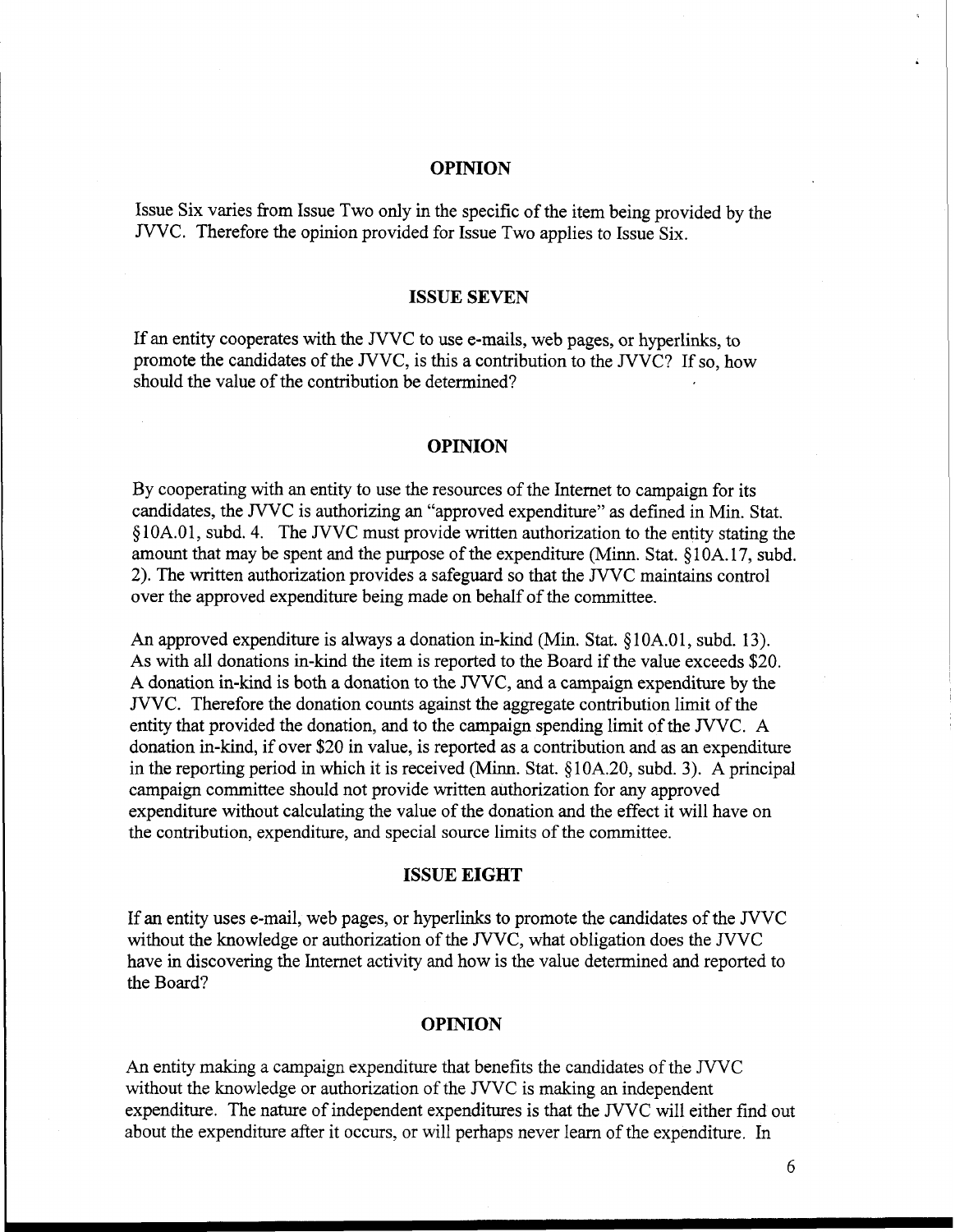## OPINION

Issue Six varies from Issue Two only in the specific of the item being provided by the JVVC. Therefore the opinion provided for Issue Two applies to Issue Six.

## ISSUE SEVEN

If an entity cooperates with the JVVC to use e-mails, web pages, or hyperlinks, to promote the candidates of the JVVC, is this a contribution to the JVVC? If so, how should the value of the contribution be determined?

## OPINION

By cooperating with an entity to use the resources of the Internet to campaign for its candidates, the JVVC is authorizing an "approved expenditure" as defined in Min. Stat. §10A.01, subd. 4. The JVVC must provide written authorization to the entity stating the amount that may be spent and the purpose of the expenditure (Minn. Stat. §10A.17, subd. 2). The written authorization provides a safeguard so that the JVVC maintains control over the approved expenditure being made on behalf of the committee.

An approved expenditure is always a donation in-kind (Min. Stat. §10A.01, subd. 13). As with all donations in-kind the item is reported to the Board if the value exceeds $20. A donation in-kind is both a donation to the JVVC, and a campaign expenditure by the JVVC. Therefore the donation counts against the aggregate contribution limit of the entity that provided the donation, and to the campaign spending limit of the JVVC. A donation in-kind, if over $20 in value, is reported as a contribution and as an expenditure in the reporting period in which it is received (Minn. Stat. §10A.20, subd. 3). A principal campaign committee should not provide written authorization for any approved expenditure without calculating the value of the donation and the effect it will have on the contribution, expenditure, and special source limits of the committee.

## ISSUE EIGHT

If an entity uses e-mail, web pages, or hyperlinks to promote the candidates of the JVVC without the knowledge or authorization of the JVVC, what obligation does the JVVC have in discovering the Internet activity and how is the value determined and reported to the Board?

## OPINION

An entity making a campaign expenditure that benefits the candidates of the JVVC without the knowledge or authorization of the JVVC is making an independent expenditure. The nature of independent expenditures is that the JVVC will either find out about the expenditure after it occurs, or will perhaps never learn of the expenditure. In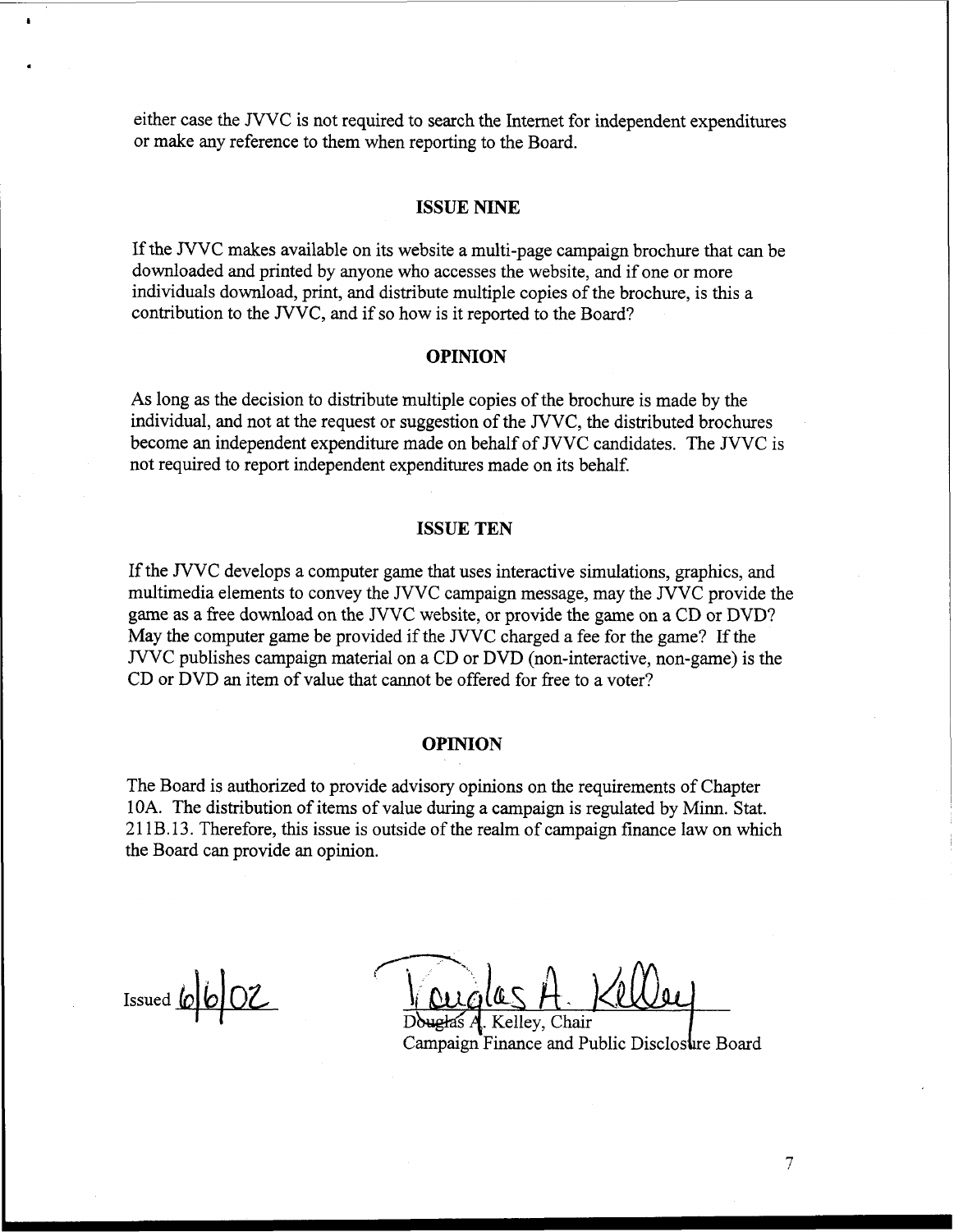either case the JVVC is not required to search the Internet for independent expenditures or make any reference to them when reporting to the Board.

### ISSUE NINE

If the JVVC makes available on its website a multi-page campaign brochure that can be downloaded and printed by anyone who accesses the website, and if one or more individuals download, print, and distribute multiple copies of the brochure, is this a contribution to the JVVC, and if so how is it reported to the Board?

### OPINION

As long as the decision to distribute multiple copies of the brochure is made by the individual, and not at the request or suggestion of the JVVC, the distributed brochures become an independent expenditure made on behalf of JVVC candidates. The JVVC is not required to report independent expenditures made on its behalf.

### ISSUE TEN

If the JVVC develops a computer game that uses interactive simulations, graphics, and multimedia elements to convey the JVVC campaign message, may the JVVC provide the game as a free download on the JVVC website, or provide the game on a CD or DVD? May the computer game be provided if the JVVC charged a fee for the game? If the JVVC publishes campaign material on a CD or DVD (non-interactive, non-game) is the CD or DVD an item of value that cannot be offered for free to a voter?

### OPINION

The Board is authorized to provide advisory opinions on the requirements of Chapter 10A. The distribution of items of value during a campaign is regulated by Minn. Stat. 211B.13. Therefore, this issue is outside of the realm of campaign finance law on which the Board can provide an opinion.

Issued 6/6/02

Douglas A. Kelley

Douglas A. Kelley, Chair
Campaign Finance and Public Disclosure Board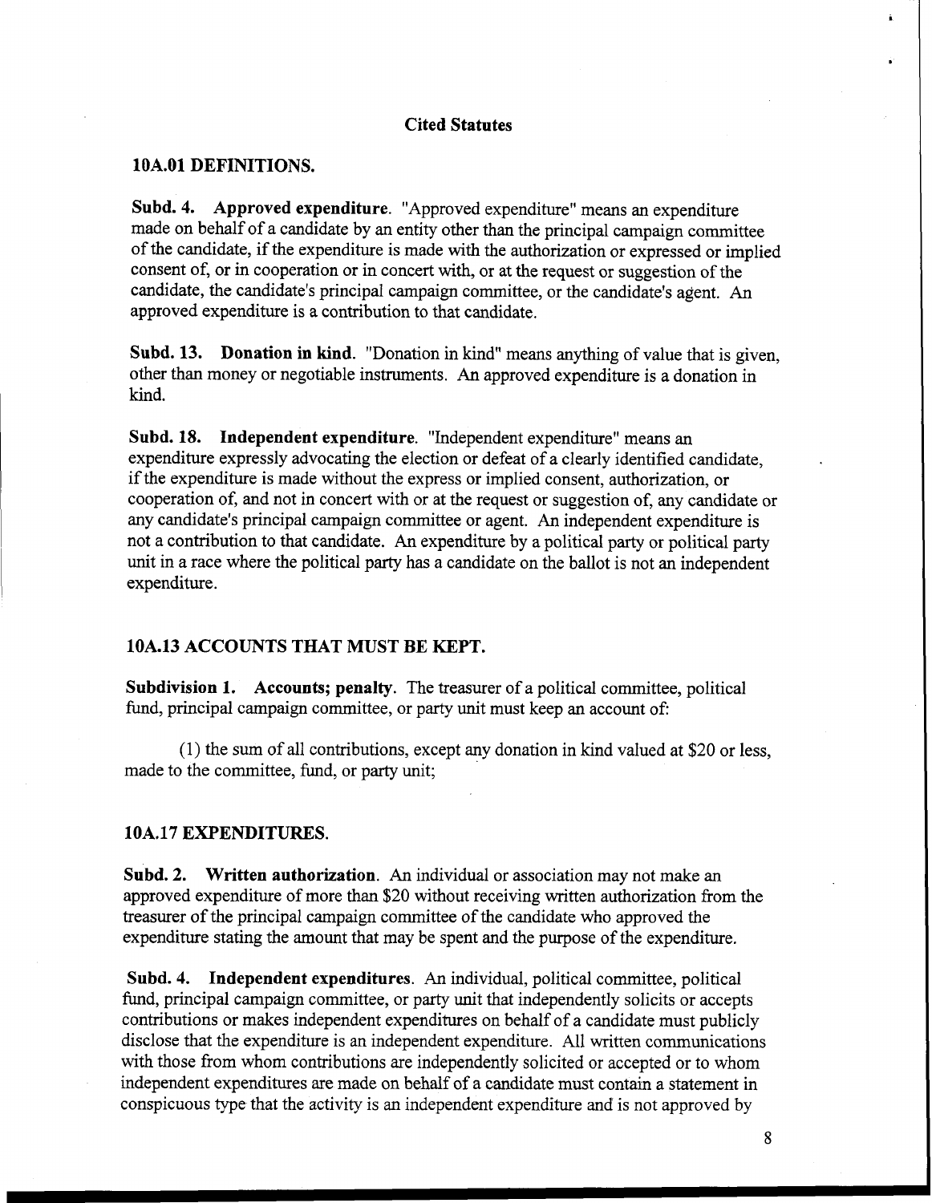## Cited Statutes

### 10A.01 DEFINITIONS.

**Subd. 4. Approved expenditure**. "Approved expenditure" means an expenditure made on behalf of a candidate by an entity other than the principal campaign committee of the candidate, if the expenditure is made with the authorization or expressed or implied consent of, or in cooperation or in concert with, or at the request or suggestion of the candidate, the candidate's principal campaign committee, or the candidate's agent. An approved expenditure is a contribution to that candidate.

**Subd. 13. Donation in kind**. "Donation in kind" means anything of value that is given, other than money or negotiable instruments. An approved expenditure is a donation in kind.

**Subd. 18. Independent expenditure**. "Independent expenditure" means an expenditure expressly advocating the election or defeat of a clearly identified candidate, if the expenditure is made without the express or implied consent, authorization, or cooperation of, and not in concert with or at the request or suggestion of, any candidate or any candidate's principal campaign committee or agent. An independent expenditure is not a contribution to that candidate. An expenditure by a political party or political party unit in a race where the political party has a candidate on the ballot is not an independent expenditure.

### 10A.13 ACCOUNTS THAT MUST BE KEPT.

**Subdivision 1. Accounts; penalty**. The treasurer of a political committee, political fund, principal campaign committee, or party unit must keep an account of:

(1) the sum of all contributions, except any donation in kind valued at $20 or less, made to the committee, fund, or party unit;

### 10A.17 EXPENDITURES.

**Subd. 2. Written authorization**. An individual or association may not make an approved expenditure of more than $20 without receiving written authorization from the treasurer of the principal campaign committee of the candidate who approved the expenditure stating the amount that may be spent and the purpose of the expenditure.

**Subd. 4. Independent expenditures**. An individual, political committee, political fund, principal campaign committee, or party unit that independently solicits or accepts contributions or makes independent expenditures on behalf of a candidate must publicly disclose that the expenditure is an independent expenditure. All written communications with those from whom contributions are independently solicited or accepted or to whom independent expenditures are made on behalf of a candidate must contain a statement in conspicuous type that the activity is an independent expenditure and is not approved by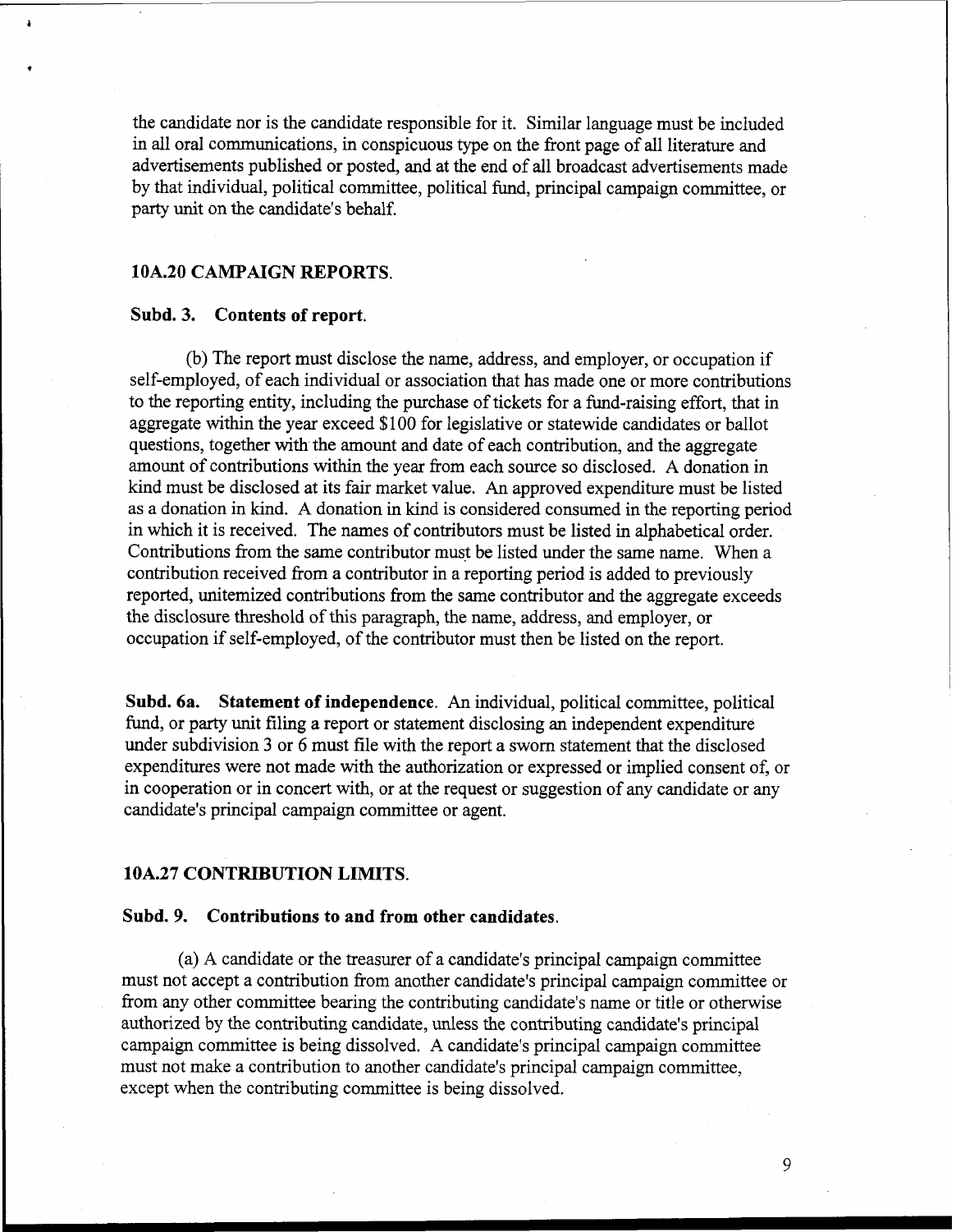the candidate nor is the candidate responsible for it. Similar language must be included in all oral communications, in conspicuous type on the front page of all literature and advertisements published or posted, and at the end of all broadcast advertisements made by that individual, political committee, political fund, principal campaign committee, or party unit on the candidate's behalf.

## 10A.20 CAMPAIGN REPORTS.

### Subd. 3. Contents of report.

(b) The report must disclose the name, address, and employer, or occupation if self-employed, of each individual or association that has made one or more contributions to the reporting entity, including the purchase of tickets for a fund-raising effort, that in aggregate within the year exceed $100 for legislative or statewide candidates or ballot questions, together with the amount and date of each contribution, and the aggregate amount of contributions within the year from each source so disclosed. A donation in kind must be disclosed at its fair market value. An approved expenditure must be listed as a donation in kind. A donation in kind is considered consumed in the reporting period in which it is received. The names of contributors must be listed in alphabetical order. Contributions from the same contributor must be listed under the same name. When a contribution received from a contributor in a reporting period is added to previously reported, unitemized contributions from the same contributor and the aggregate exceeds the disclosure threshold of this paragraph, the name, address, and employer, or occupation if self-employed, of the contributor must then be listed on the report.

**Subd. 6a. Statement of independence**. An individual, political committee, political fund, or party unit filing a report or statement disclosing an independent expenditure under subdivision 3 or 6 must file with the report a sworn statement that the disclosed expenditures were not made with the authorization or expressed or implied consent of, or in cooperation or in concert with, or at the request or suggestion of any candidate or any candidate's principal campaign committee or agent.

## 10A.27 CONTRIBUTION LIMITS.

### Subd. 9. Contributions to and from other candidates.

(a) A candidate or the treasurer of a candidate's principal campaign committee must not accept a contribution from another candidate's principal campaign committee or from any other committee bearing the contributing candidate's name or title or otherwise authorized by the contributing candidate, unless the contributing candidate's principal campaign committee is being dissolved. A candidate's principal campaign committee must not make a contribution to another candidate's principal campaign committee, except when the contributing committee is being dissolved.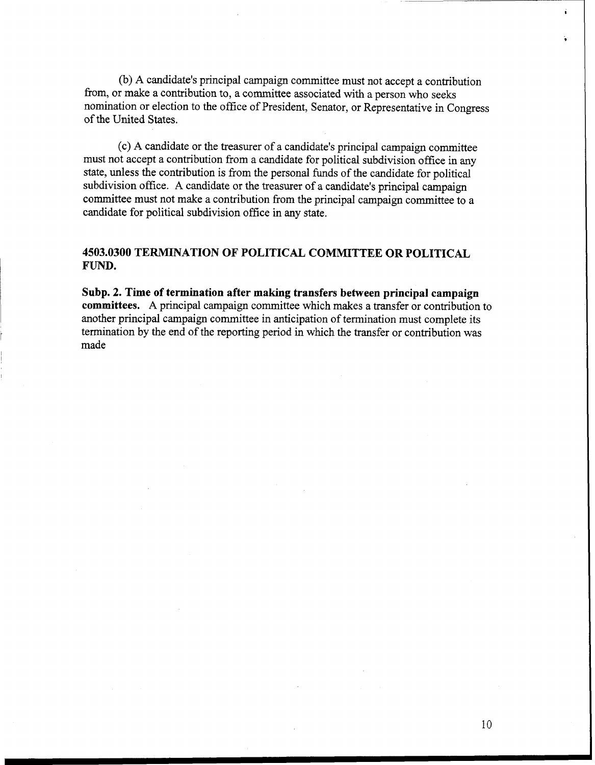(b) A candidate's principal campaign committee must not accept a contribution from, or make a contribution to, a committee associated with a person who seeks nomination or election to the office of President, Senator, or Representative in Congress of the United States.

(c) A candidate or the treasurer of a candidate's principal campaign committee must not accept a contribution from a candidate for political subdivision office in any state, unless the contribution is from the personal funds of the candidate for political subdivision office. A candidate or the treasurer of a candidate's principal campaign committee must not make a contribution from the principal campaign committee to a candidate for political subdivision office in any state.

## 4503.0300 TERMINATION OF POLITICAL COMMITTEE OR POLITICAL FUND.

**Subp. 2. Time of termination after making transfers between principal campaign committees.** A principal campaign committee which makes a transfer or contribution to another principal campaign committee in anticipation of termination must complete its termination by the end of the reporting period in which the transfer or contribution was made